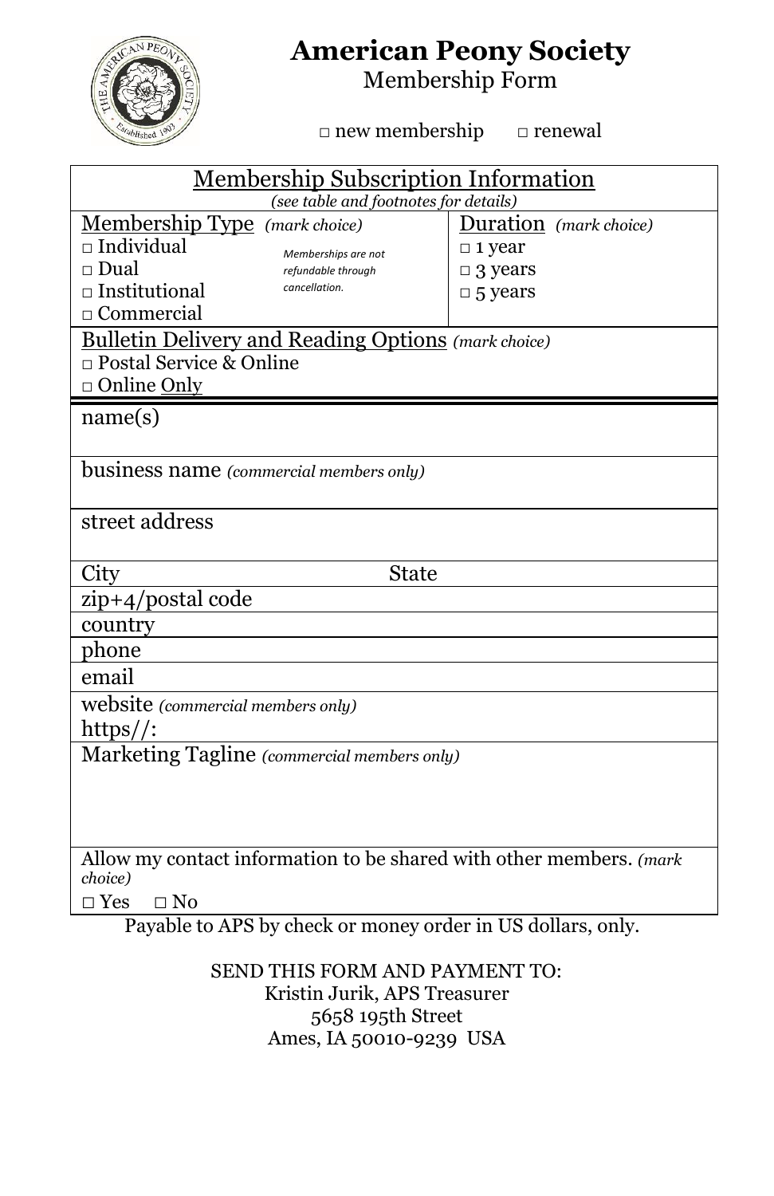# American Peony Society

## Membership Form

□ new membership □ renewal

## Membership Subscription Information

*(see table and footnotes for details)*

**Membership Type** *(mark choice)*

- □ Individual
- □ Dual
- □ Institutional
- □ Commercial

*Memberships are not refundable through cancellation.*

**Duration** *(mark choice)*

- □ 1 year
- □ 3 years
- □ 5 years

**Bulletin Delivery and Reading Options** *(mark choice)*

- □ Postal Service & Online
- □ Online Only

name(s)

business name *(commercial members only)*

street address

City State

zip+4/postal code

country

phone

email

website *(commercial members only)*
https//:

Marketing Tagline *(commercial members only)*

Allow my contact information to be shared with other members. *(mark choice)*

□ Yes □ No

Payable to APS by check or money order in US dollars, only.

SEND THIS FORM AND PAYMENT TO:
Kristin Jurik, APS Treasurer
5658 195th Street
Ames, IA 50010-9239 USA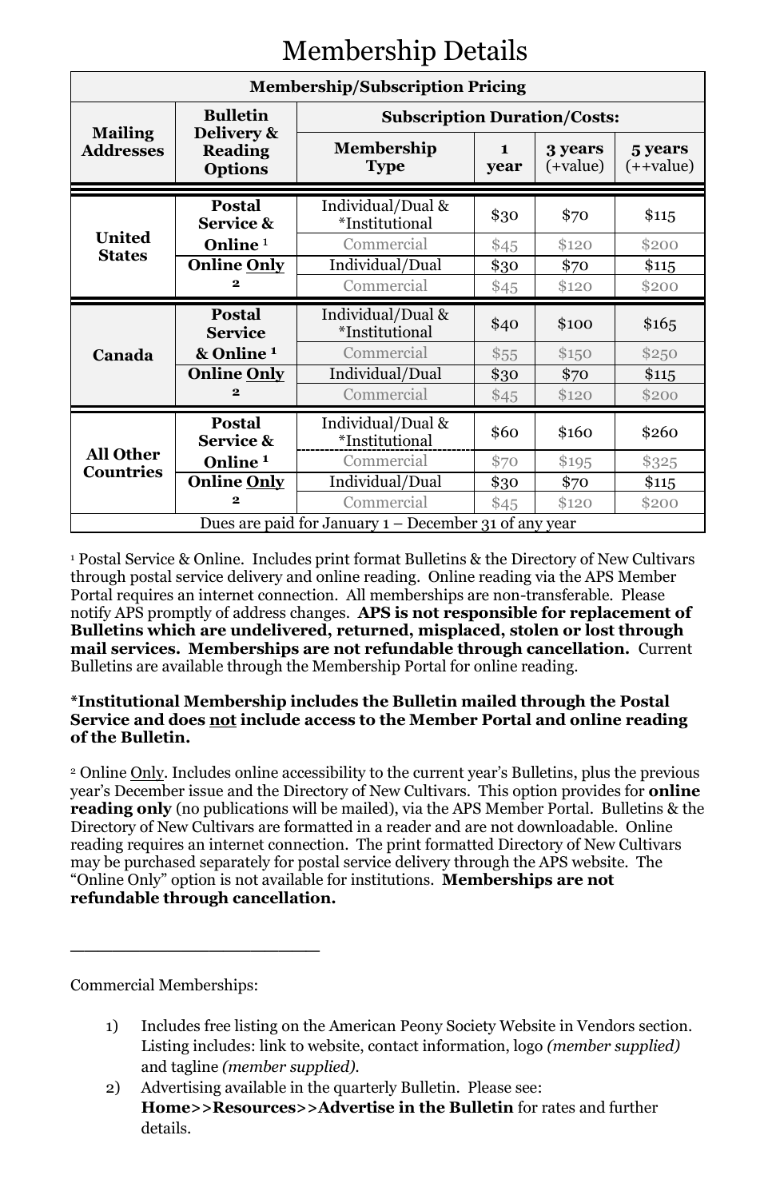# Membership Details

| Membership/Subscription Pricing | | | | | |
|---|---|---|---|---|---|
| **Mailing Addresses** | **Bulletin Delivery & Reading Options** | **Subscription Duration/Costs:** | | | |
| | | **Membership Type** | **1 year** | **3 years** (+value) | **5 years** (++value) |
| **United States** | **Postal Service & Online** [1] | Individual/Dual & *Institutional | $30 | $70 | $115 |
| | | Commercial | $45 | $120 | $200 |
| | **Online Only** [2] | Individual/Dual | $30 | $70 | $115 |
| | | Commercial | $45 | $120 | $200 |
| **Canada** | **Postal Service & Online** [1] | Individual/Dual & *Institutional | $40 | $100 | $165 |
| | | Commercial | $55 | $150 | $250 |
| | **Online Only** [2] | Individual/Dual | $30 | $70 | $115 |
| | | Commercial | $45 | $120 | $200 |
| **All Other Countries** | **Postal Service & Online** [1] | Individual/Dual & *Institutional | $60 | $160 | $260 |
| | | Commercial | $70 | $195 | $325 |
| | **Online Only** [2] | Individual/Dual | $30 | $70 | $115 |
| | | Commercial | $45 | $120 | $200 |
| Dues are paid for January 1 – December 31 of any year | | | | | |

[1] Postal Service & Online. Includes print format Bulletins & the Directory of New Cultivars through postal service delivery and online reading. Online reading via the APS Member Portal requires an internet connection. All memberships are non-transferable. Please notify APS promptly of address changes. **APS is not responsible for replacement of Bulletins which are undelivered, returned, misplaced, stolen or lost through mail services. Memberships are not refundable through cancellation.** Current Bulletins are available through the Membership Portal for online reading.

**\*Institutional Membership includes the Bulletin mailed through the Postal Service and does not include access to the Member Portal and online reading of the Bulletin.**

[2] Online Only. Includes online accessibility to the current year's Bulletins, plus the previous year's December issue and the Directory of New Cultivars. This option provides for **online reading only** (no publications will be mailed), via the APS Member Portal. Bulletins & the Directory of New Cultivars are formatted in a reader and are not downloadable. Online reading requires an internet connection. The print formatted Directory of New Cultivars may be purchased separately for postal service delivery through the APS website. The "Online Only" option is not available for institutions. **Memberships are not refundable through cancellation.**

---

Commercial Memberships:

1) Includes free listing on the American Peony Society Website in Vendors section. Listing includes: link to website, contact information, logo *(member supplied)* and tagline *(member supplied)*.
2) Advertising available in the quarterly Bulletin. Please see: **Home>>Resources>>Advertise in the Bulletin** for rates and further details.